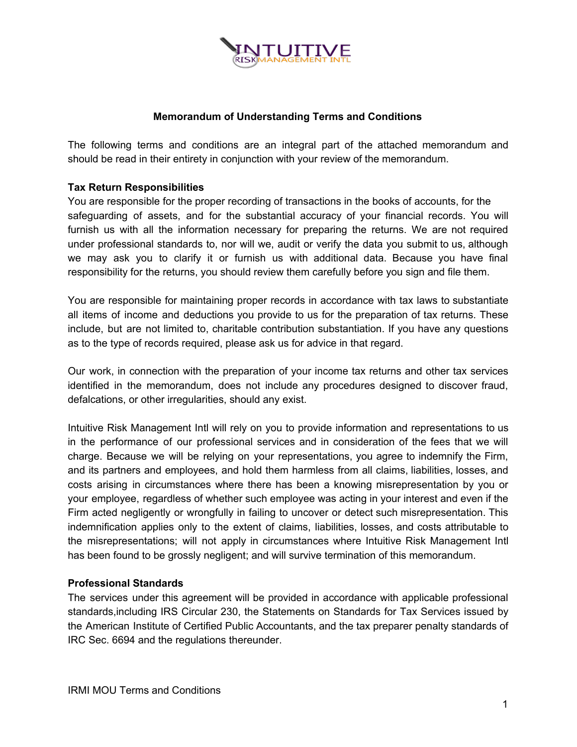# Memorandum of Understanding Terms and Conditions

The following terms and conditions are an integral part of the attached memorandum and should be read in their entirety in conjunction with your review of the memorandum.

**Tax Return Responsibilities**

You are responsible for the proper recording of transactions in the books of accounts, for the safeguarding of assets, and for the substantial accuracy of your financial records. You will furnish us with all the information necessary for preparing the returns. We are not required under professional standards to, nor will we, audit or verify the data you submit to us, although we may ask you to clarify it or furnish us with additional data. Because you have final responsibility for the returns, you should review them carefully before you sign and file them.

You are responsible for maintaining proper records in accordance with tax laws to substantiate all items of income and deductions you provide to us for the preparation of tax returns. These include, but are not limited to, charitable contribution substantiation. If you have any questions as to the type of records required, please ask us for advice in that regard.

Our work, in connection with the preparation of your income tax returns and other tax services identified in the memorandum, does not include any procedures designed to discover fraud, defalcations, or other irregularities, should any exist.

Intuitive Risk Management Intl will rely on you to provide information and representations to us in the performance of our professional services and in consideration of the fees that we will charge. Because we will be relying on your representations, you agree to indemnify the Firm, and its partners and employees, and hold them harmless from all claims, liabilities, losses, and costs arising in circumstances where there has been a knowing misrepresentation by you or your employee, regardless of whether such employee was acting in your interest and even if the Firm acted negligently or wrongfully in failing to uncover or detect such misrepresentation. This indemnification applies only to the extent of claims, liabilities, losses, and costs attributable to the misrepresentations; will not apply in circumstances where Intuitive Risk Management Intl has been found to be grossly negligent; and will survive termination of this memorandum.

**Professional Standards**

The services under this agreement will be provided in accordance with applicable professional standards,including IRS Circular 230, the Statements on Standards for Tax Services issued by the American Institute of Certified Public Accountants, and the tax preparer penalty standards of IRC Sec. 6694 and the regulations thereunder.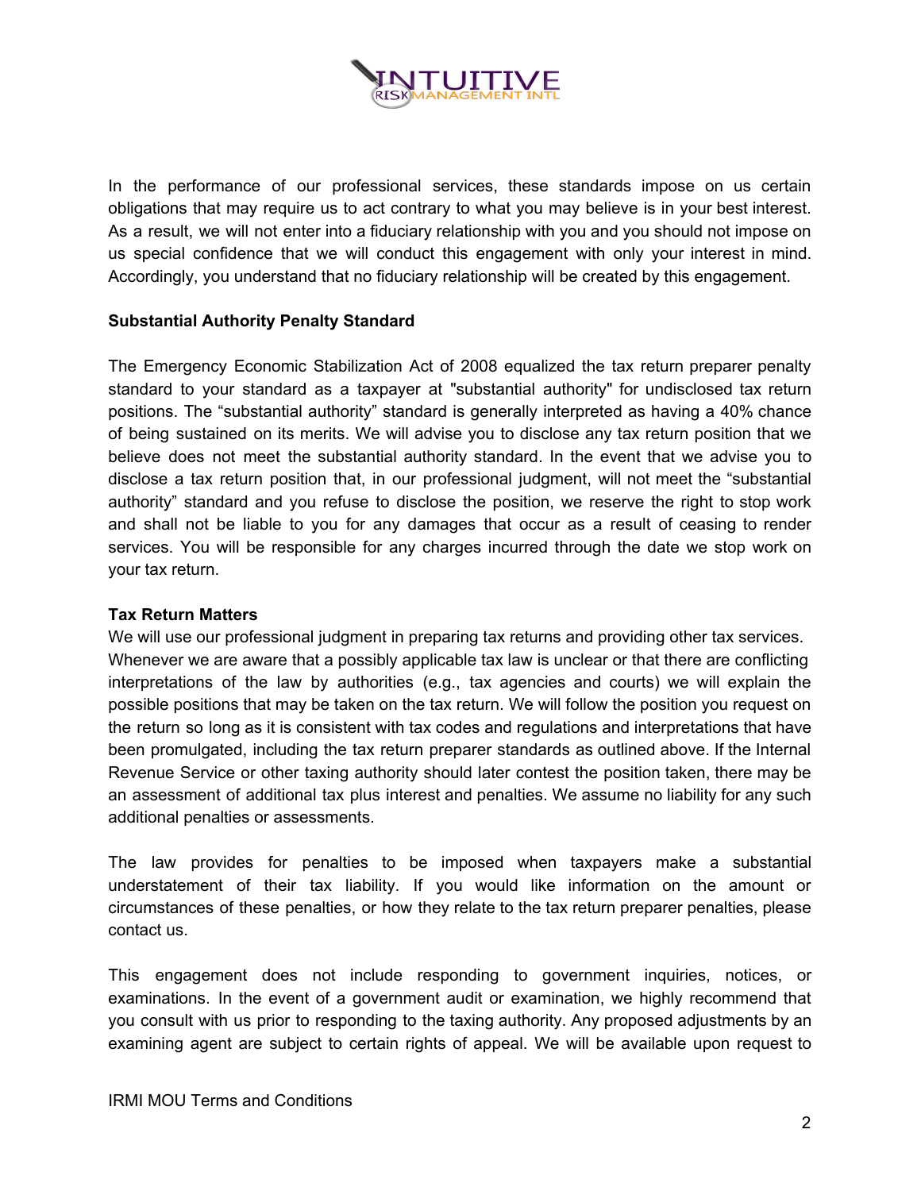In the performance of our professional services, these standards impose on us certain obligations that may require us to act contrary to what you may believe is in your best interest. As a result, we will not enter into a fiduciary relationship with you and you should not impose on us special confidence that we will conduct this engagement with only your interest in mind. Accordingly, you understand that no fiduciary relationship will be created by this engagement.

**Substantial Authority Penalty Standard**

The Emergency Economic Stabilization Act of 2008 equalized the tax return preparer penalty standard to your standard as a taxpayer at "substantial authority" for undisclosed tax return positions. The "substantial authority" standard is generally interpreted as having a 40% chance of being sustained on its merits. We will advise you to disclose any tax return position that we believe does not meet the substantial authority standard. In the event that we advise you to disclose a tax return position that, in our professional judgment, will not meet the "substantial authority" standard and you refuse to disclose the position, we reserve the right to stop work and shall not be liable to you for any damages that occur as a result of ceasing to render services. You will be responsible for any charges incurred through the date we stop work on your tax return.

**Tax Return Matters**

We will use our professional judgment in preparing tax returns and providing other tax services. Whenever we are aware that a possibly applicable tax law is unclear or that there are conflicting interpretations of the law by authorities (e.g., tax agencies and courts) we will explain the possible positions that may be taken on the tax return. We will follow the position you request on the return so long as it is consistent with tax codes and regulations and interpretations that have been promulgated, including the tax return preparer standards as outlined above. If the Internal Revenue Service or other taxing authority should later contest the position taken, there may be an assessment of additional tax plus interest and penalties. We assume no liability for any such additional penalties or assessments.

The law provides for penalties to be imposed when taxpayers make a substantial understatement of their tax liability. If you would like information on the amount or circumstances of these penalties, or how they relate to the tax return preparer penalties, please contact us.

This engagement does not include responding to government inquiries, notices, or examinations. In the event of a government audit or examination, we highly recommend that you consult with us prior to responding to the taxing authority. Any proposed adjustments by an examining agent are subject to certain rights of appeal. We will be available upon request to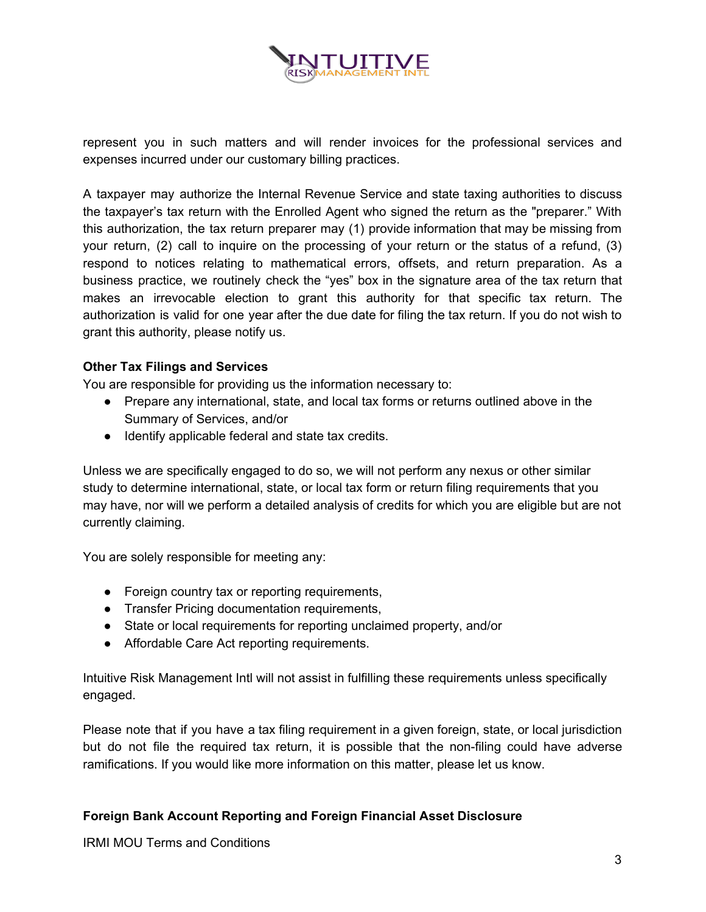represent you in such matters and will render invoices for the professional services and expenses incurred under our customary billing practices.

A taxpayer may authorize the Internal Revenue Service and state taxing authorities to discuss the taxpayer's tax return with the Enrolled Agent who signed the return as the "preparer." With this authorization, the tax return preparer may (1) provide information that may be missing from your return, (2) call to inquire on the processing of your return or the status of a refund, (3) respond to notices relating to mathematical errors, offsets, and return preparation. As a business practice, we routinely check the "yes" box in the signature area of the tax return that makes an irrevocable election to grant this authority for that specific tax return. The authorization is valid for one year after the due date for filing the tax return. If you do not wish to grant this authority, please notify us.

**Other Tax Filings and Services**

You are responsible for providing us the information necessary to:

- Prepare any international, state, and local tax forms or returns outlined above in the Summary of Services, and/or
- Identify applicable federal and state tax credits.

Unless we are specifically engaged to do so, we will not perform any nexus or other similar study to determine international, state, or local tax form or return filing requirements that you may have, nor will we perform a detailed analysis of credits for which you are eligible but are not currently claiming.

You are solely responsible for meeting any:

- Foreign country tax or reporting requirements,
- Transfer Pricing documentation requirements,
- State or local requirements for reporting unclaimed property, and/or
- Affordable Care Act reporting requirements.

Intuitive Risk Management Intl will not assist in fulfilling these requirements unless specifically engaged.

Please note that if you have a tax filing requirement in a given foreign, state, or local jurisdiction but do not file the required tax return, it is possible that the non-filing could have adverse ramifications. If you would like more information on this matter, please let us know.

**Foreign Bank Account Reporting and Foreign Financial Asset Disclosure**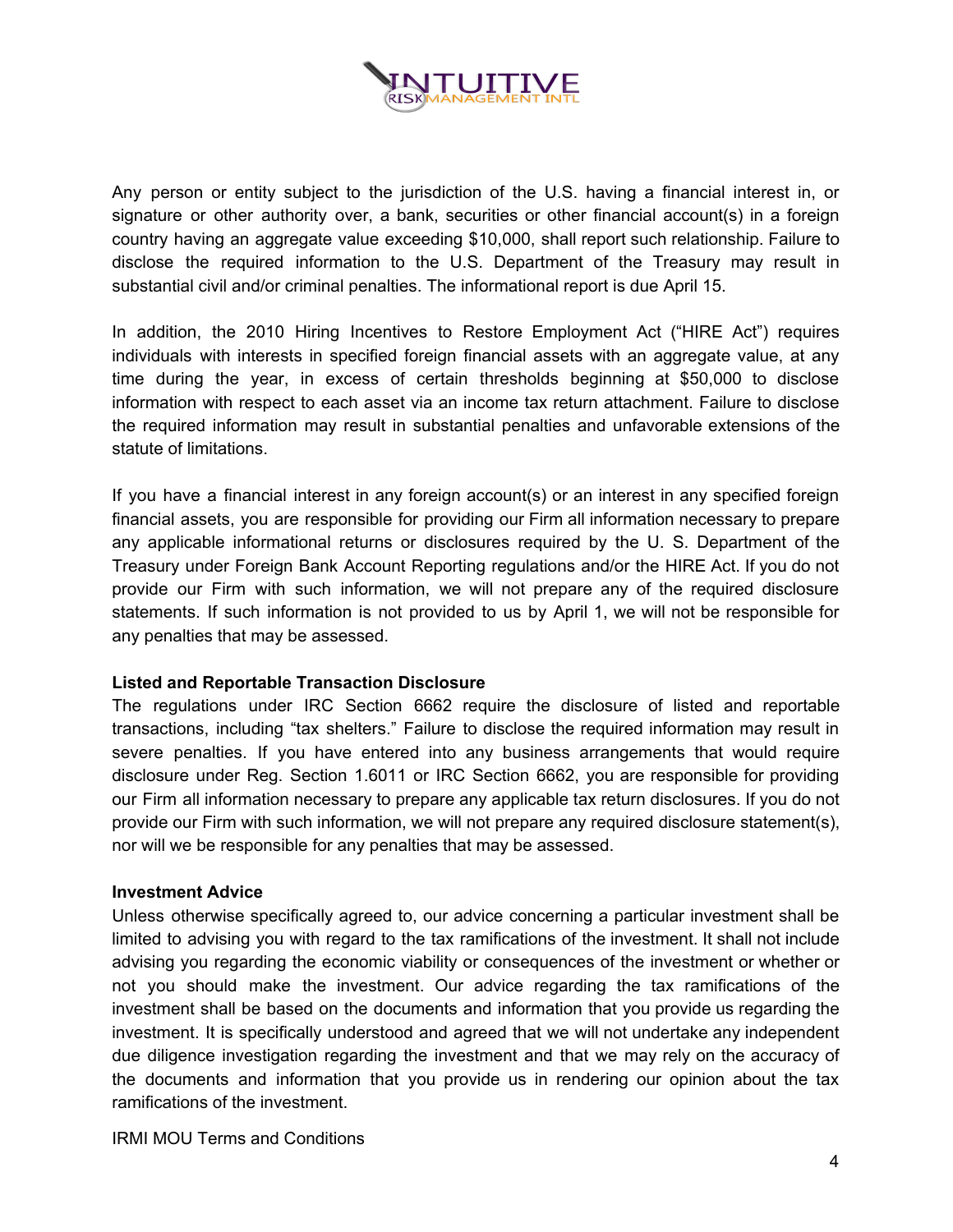Any person or entity subject to the jurisdiction of the U.S. having a financial interest in, or signature or other authority over, a bank, securities or other financial account(s) in a foreign country having an aggregate value exceeding $10,000, shall report such relationship. Failure to disclose the required information to the U.S. Department of the Treasury may result in substantial civil and/or criminal penalties. The informational report is due April 15.

In addition, the 2010 Hiring Incentives to Restore Employment Act ("HIRE Act") requires individuals with interests in specified foreign financial assets with an aggregate value, at any time during the year, in excess of certain thresholds beginning at $50,000 to disclose information with respect to each asset via an income tax return attachment. Failure to disclose the required information may result in substantial penalties and unfavorable extensions of the statute of limitations.

If you have a financial interest in any foreign account(s) or an interest in any specified foreign financial assets, you are responsible for providing our Firm all information necessary to prepare any applicable informational returns or disclosures required by the U. S. Department of the Treasury under Foreign Bank Account Reporting regulations and/or the HIRE Act. If you do not provide our Firm with such information, we will not prepare any of the required disclosure statements. If such information is not provided to us by April 1, we will not be responsible for any penalties that may be assessed.

**Listed and Reportable Transaction Disclosure**

The regulations under IRC Section 6662 require the disclosure of listed and reportable transactions, including "tax shelters." Failure to disclose the required information may result in severe penalties. If you have entered into any business arrangements that would require disclosure under Reg. Section 1.6011 or IRC Section 6662, you are responsible for providing our Firm all information necessary to prepare any applicable tax return disclosures. If you do not provide our Firm with such information, we will not prepare any required disclosure statement(s), nor will we be responsible for any penalties that may be assessed.

**Investment Advice**

Unless otherwise specifically agreed to, our advice concerning a particular investment shall be limited to advising you with regard to the tax ramifications of the investment. It shall not include advising you regarding the economic viability or consequences of the investment or whether or not you should make the investment. Our advice regarding the tax ramifications of the investment shall be based on the documents and information that you provide us regarding the investment. It is specifically understood and agreed that we will not undertake any independent due diligence investigation regarding the investment and that we may rely on the accuracy of the documents and information that you provide us in rendering our opinion about the tax ramifications of the investment.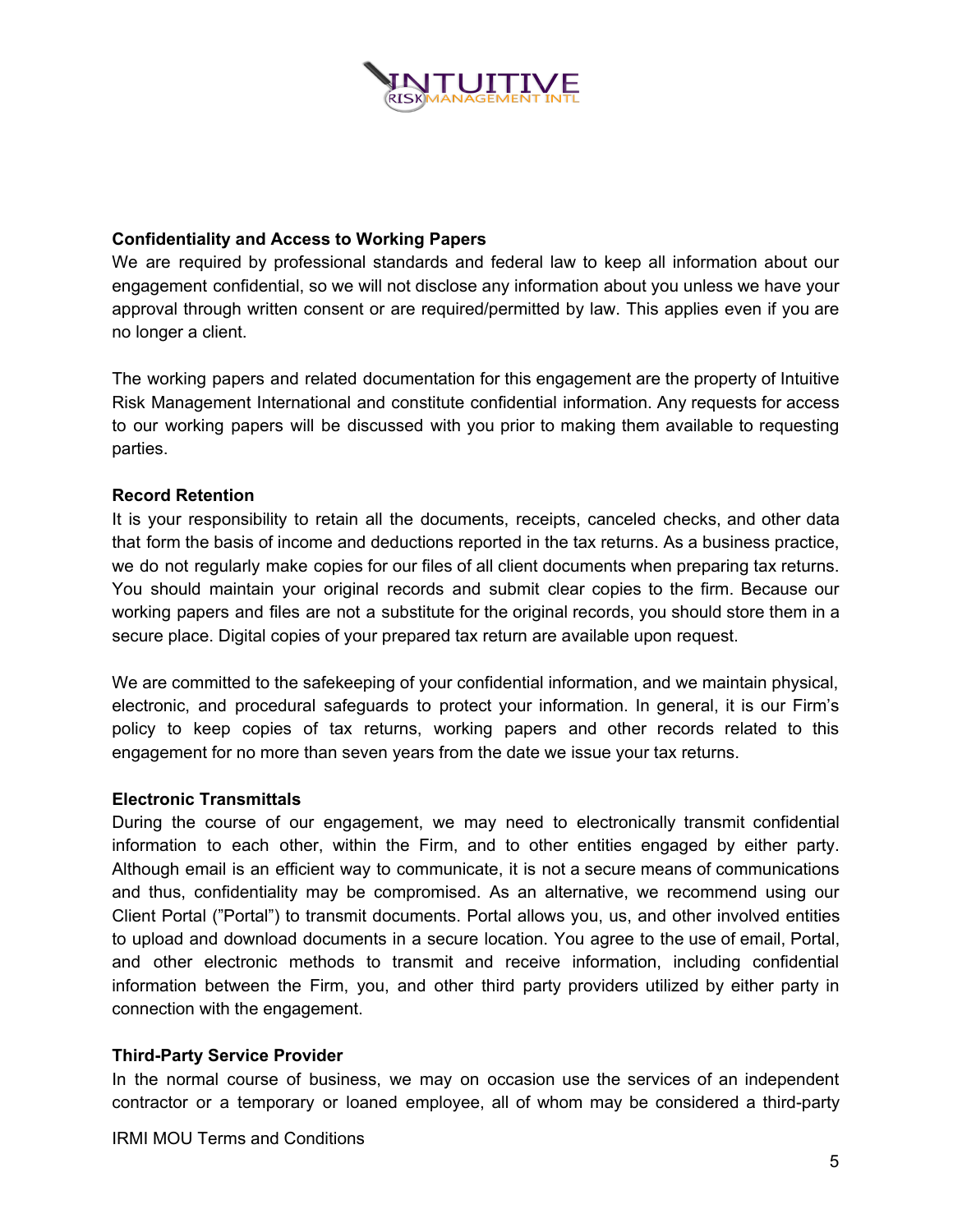**Confidentiality and Access to Working Papers**

We are required by professional standards and federal law to keep all information about our engagement confidential, so we will not disclose any information about you unless we have your approval through written consent or are required/permitted by law. This applies even if you are no longer a client.

The working papers and related documentation for this engagement are the property of Intuitive Risk Management International and constitute confidential information. Any requests for access to our working papers will be discussed with you prior to making them available to requesting parties.

**Record Retention**

It is your responsibility to retain all the documents, receipts, canceled checks, and other data that form the basis of income and deductions reported in the tax returns. As a business practice, we do not regularly make copies for our files of all client documents when preparing tax returns. You should maintain your original records and submit clear copies to the firm. Because our working papers and files are not a substitute for the original records, you should store them in a secure place. Digital copies of your prepared tax return are available upon request.

We are committed to the safekeeping of your confidential information, and we maintain physical, electronic, and procedural safeguards to protect your information. In general, it is our Firm's policy to keep copies of tax returns, working papers and other records related to this engagement for no more than seven years from the date we issue your tax returns.

**Electronic Transmittals**

During the course of our engagement, we may need to electronically transmit confidential information to each other, within the Firm, and to other entities engaged by either party. Although email is an efficient way to communicate, it is not a secure means of communications and thus, confidentiality may be compromised. As an alternative, we recommend using our Client Portal ("Portal") to transmit documents. Portal allows you, us, and other involved entities to upload and download documents in a secure location. You agree to the use of email, Portal, and other electronic methods to transmit and receive information, including confidential information between the Firm, you, and other third party providers utilized by either party in connection with the engagement.

**Third-Party Service Provider**

In the normal course of business, we may on occasion use the services of an independent contractor or a temporary or loaned employee, all of whom may be considered a third-party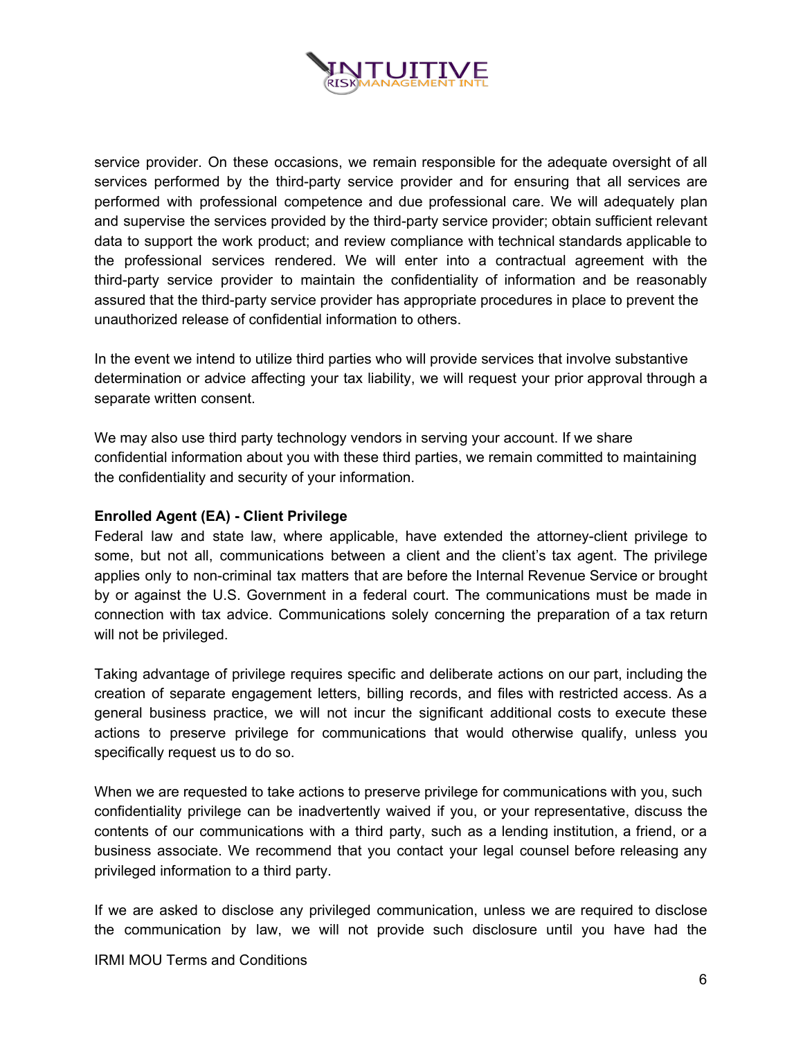service provider. On these occasions, we remain responsible for the adequate oversight of all services performed by the third-party service provider and for ensuring that all services are performed with professional competence and due professional care. We will adequately plan and supervise the services provided by the third-party service provider; obtain sufficient relevant data to support the work product; and review compliance with technical standards applicable to the professional services rendered. We will enter into a contractual agreement with the third-party service provider to maintain the confidentiality of information and be reasonably assured that the third-party service provider has appropriate procedures in place to prevent the unauthorized release of confidential information to others.

In the event we intend to utilize third parties who will provide services that involve substantive determination or advice affecting your tax liability, we will request your prior approval through a separate written consent.

We may also use third party technology vendors in serving your account. If we share confidential information about you with these third parties, we remain committed to maintaining the confidentiality and security of your information.

**Enrolled Agent (EA) - Client Privilege**

Federal law and state law, where applicable, have extended the attorney-client privilege to some, but not all, communications between a client and the client's tax agent. The privilege applies only to non-criminal tax matters that are before the Internal Revenue Service or brought by or against the U.S. Government in a federal court. The communications must be made in connection with tax advice. Communications solely concerning the preparation of a tax return will not be privileged.

Taking advantage of privilege requires specific and deliberate actions on our part, including the creation of separate engagement letters, billing records, and files with restricted access. As a general business practice, we will not incur the significant additional costs to execute these actions to preserve privilege for communications that would otherwise qualify, unless you specifically request us to do so.

When we are requested to take actions to preserve privilege for communications with you, such confidentiality privilege can be inadvertently waived if you, or your representative, discuss the contents of our communications with a third party, such as a lending institution, a friend, or a business associate. We recommend that you contact your legal counsel before releasing any privileged information to a third party.

If we are asked to disclose any privileged communication, unless we are required to disclose the communication by law, we will not provide such disclosure until you have had the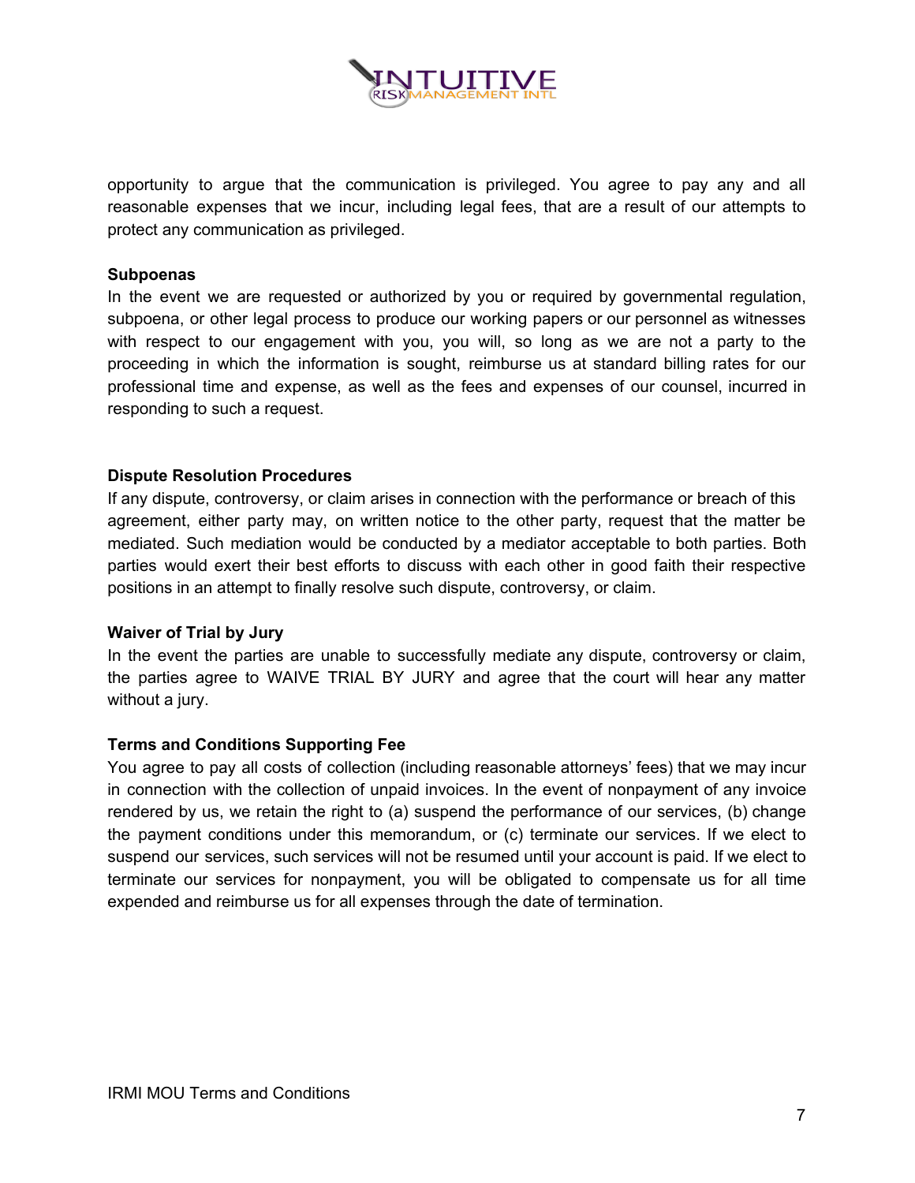opportunity to argue that the communication is privileged. You agree to pay any and all reasonable expenses that we incur, including legal fees, that are a result of our attempts to protect any communication as privileged.

**Subpoenas**

In the event we are requested or authorized by you or required by governmental regulation, subpoena, or other legal process to produce our working papers or our personnel as witnesses with respect to our engagement with you, you will, so long as we are not a party to the proceeding in which the information is sought, reimburse us at standard billing rates for our professional time and expense, as well as the fees and expenses of our counsel, incurred in responding to such a request.

**Dispute Resolution Procedures**

If any dispute, controversy, or claim arises in connection with the performance or breach of this agreement, either party may, on written notice to the other party, request that the matter be mediated. Such mediation would be conducted by a mediator acceptable to both parties. Both parties would exert their best efforts to discuss with each other in good faith their respective positions in an attempt to finally resolve such dispute, controversy, or claim.

**Waiver of Trial by Jury**

In the event the parties are unable to successfully mediate any dispute, controversy or claim, the parties agree to WAIVE TRIAL BY JURY and agree that the court will hear any matter without a jury.

**Terms and Conditions Supporting Fee**

You agree to pay all costs of collection (including reasonable attorneys' fees) that we may incur in connection with the collection of unpaid invoices. In the event of nonpayment of any invoice rendered by us, we retain the right to (a) suspend the performance of our services, (b) change the payment conditions under this memorandum, or (c) terminate our services. If we elect to suspend our services, such services will not be resumed until your account is paid. If we elect to terminate our services for nonpayment, you will be obligated to compensate us for all time expended and reimburse us for all expenses through the date of termination.